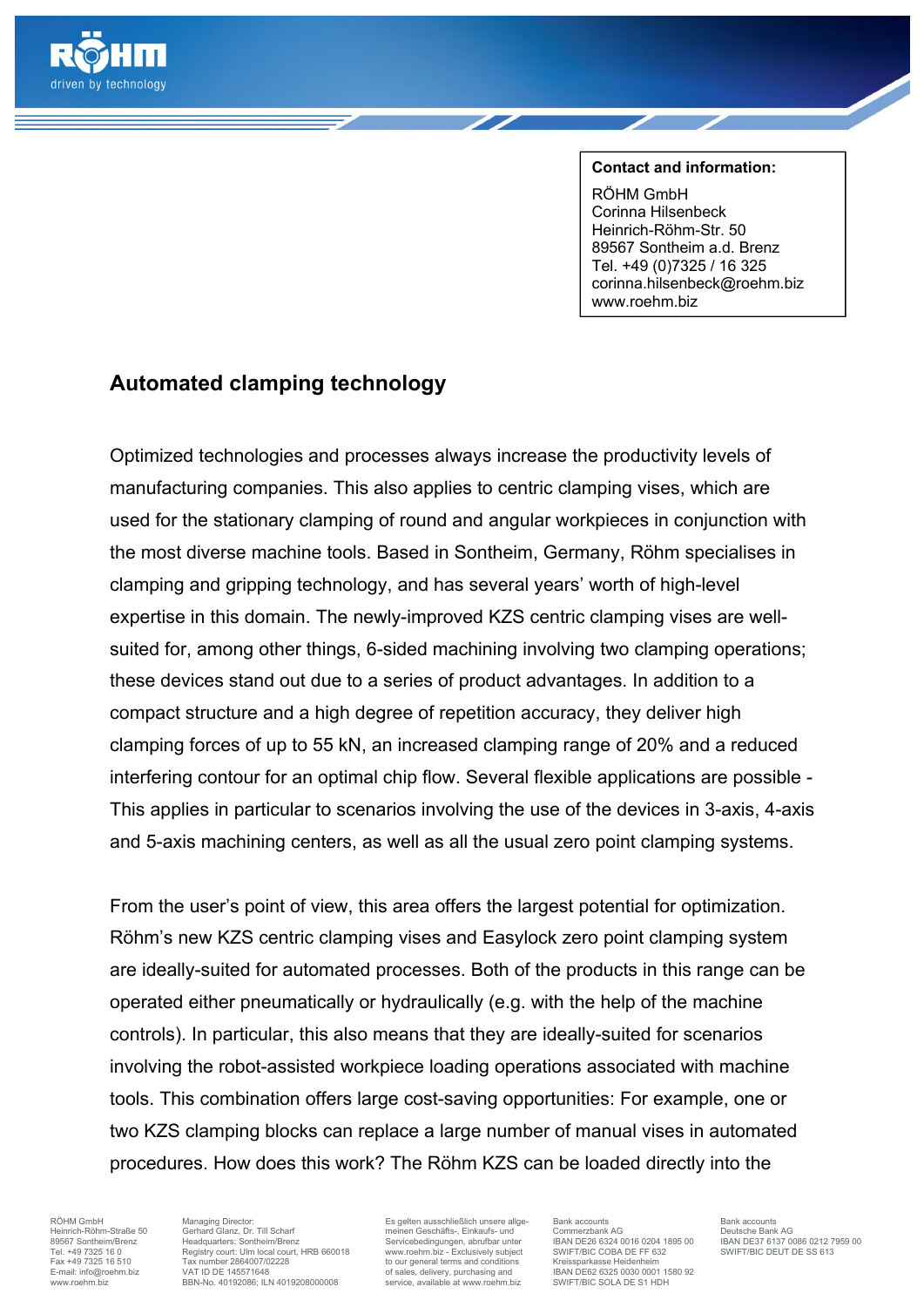**Contact and information:**

RÖHM GmbH
Corinna Hilsenbeck
Heinrich-Röhm-Str. 50
89567 Sontheim a.d. Brenz
Tel. +49 (0)7325 / 16 325
corinna.hilsenbeck@roehm.biz
www.roehm.biz

## Automated clamping technology

Optimized technologies and processes always increase the productivity levels of manufacturing companies. This also applies to centric clamping vises, which are used for the stationary clamping of round and angular workpieces in conjunction with the most diverse machine tools. Based in Sontheim, Germany, Röhm specialises in clamping and gripping technology, and has several years' worth of high-level expertise in this domain. The newly-improved KZS centric clamping vises are well-suited for, among other things, 6-sided machining involving two clamping operations; these devices stand out due to a series of product advantages. In addition to a compact structure and a high degree of repetition accuracy, they deliver high clamping forces of up to 55 kN, an increased clamping range of 20% and a reduced interfering contour for an optimal chip flow. Several flexible applications are possible - This applies in particular to scenarios involving the use of the devices in 3-axis, 4-axis and 5-axis machining centers, as well as all the usual zero point clamping systems.

From the user's point of view, this area offers the largest potential for optimization. Röhm's new KZS centric clamping vises and Easylock zero point clamping system are ideally-suited for automated processes. Both of the products in this range can be operated either pneumatically or hydraulically (e.g. with the help of the machine controls). In particular, this also means that they are ideally-suited for scenarios involving the robot-assisted workpiece loading operations associated with machine tools. This combination offers large cost-saving opportunities: For example, one or two KZS clamping blocks can replace a large number of manual vises in automated procedures. How does this work? The Röhm KZS can be loaded directly into the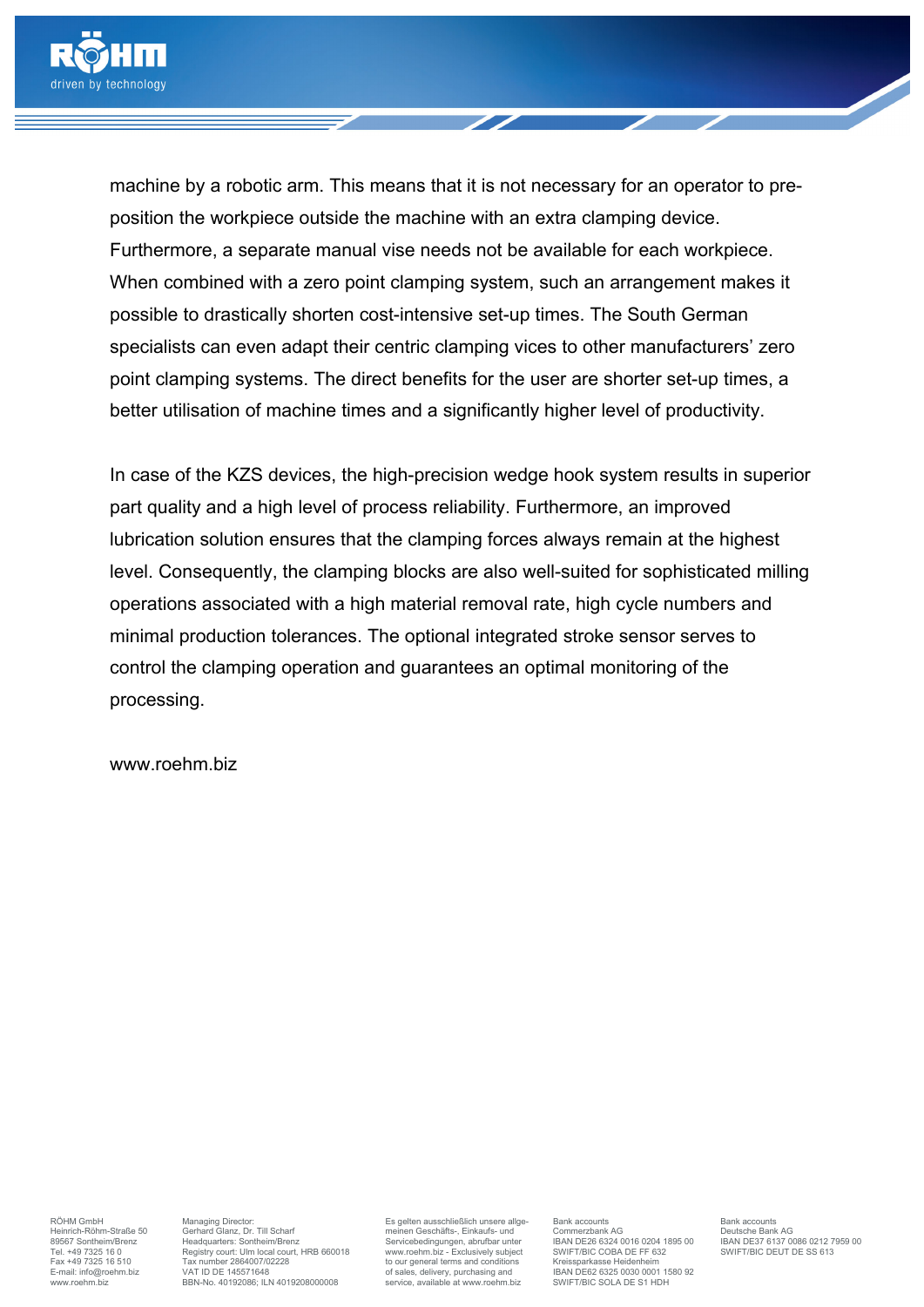machine by a robotic arm. This means that it is not necessary for an operator to pre-position the workpiece outside the machine with an extra clamping device. Furthermore, a separate manual vise needs not be available for each workpiece. When combined with a zero point clamping system, such an arrangement makes it possible to drastically shorten cost-intensive set-up times. The South German specialists can even adapt their centric clamping vices to other manufacturers' zero point clamping systems. The direct benefits for the user are shorter set-up times, a better utilisation of machine times and a significantly higher level of productivity.

In case of the KZS devices, the high-precision wedge hook system results in superior part quality and a high level of process reliability. Furthermore, an improved lubrication solution ensures that the clamping forces always remain at the highest level. Consequently, the clamping blocks are also well-suited for sophisticated milling operations associated with a high material removal rate, high cycle numbers and minimal production tolerances. The optional integrated stroke sensor serves to control the clamping operation and guarantees an optimal monitoring of the processing.

www.roehm.biz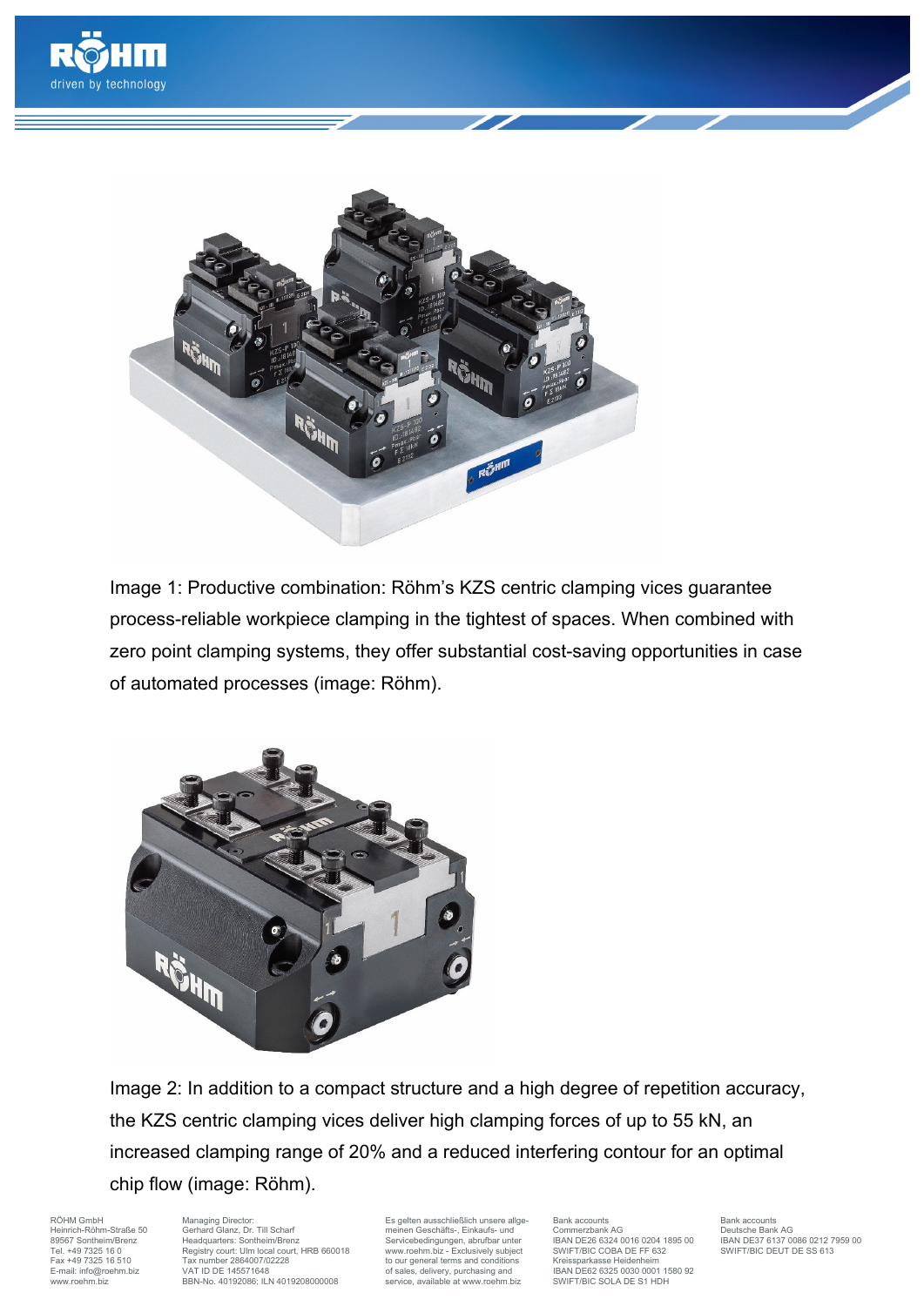Image 1: Productive combination: Röhm's KZS centric clamping vices guarantee process-reliable workpiece clamping in the tightest of spaces. When combined with zero point clamping systems, they offer substantial cost-saving opportunities in case of automated processes (image: Röhm).

Image 2: In addition to a compact structure and a high degree of repetition accuracy, the KZS centric clamping vices deliver high clamping forces of up to 55 kN, an increased clamping range of 20% and a reduced interfering contour for an optimal chip flow (image: Röhm).

RÖHM GmbH
Heinrich-Röhm-Straße 50
89567 Sontheim/Brenz
Tel. +49 7325 16 0
Fax +49 7325 16 510
E-mail: info@roehm.biz
www.roehm.biz

Managing Director:
Gerhard Glanz, Dr. Till Scharf
Headquarters: Sontheim/Brenz
Registry court: Ulm local court, HRB 660018
Tax number 2864007/02228
VAT ID DE 145571648
BBN-No. 40192086; ILN 4019208000008

Es gelten ausschließlich unsere allgemeinen Geschäfts-, Einkaufs- und Servicebedingungen, abrufbar unter www.roehm.biz - Exclusively subject to our general terms and conditions of sales, delivery, purchasing and service, available at www.roehm.biz

Bank accounts
Commerzbank AG
IBAN DE26 6324 0016 0204 1895 00
SWIFT/BIC COBA DE FF 632
Kreissparkasse Heidenheim
IBAN DE62 6325 0030 0001 1580 92
SWIFT/BIC SOLA DE S1 HDH

Bank accounts
Deutsche Bank AG
IBAN DE37 6137 0086 0212 7959 00
SWIFT/BIC DEUT DE SS 613